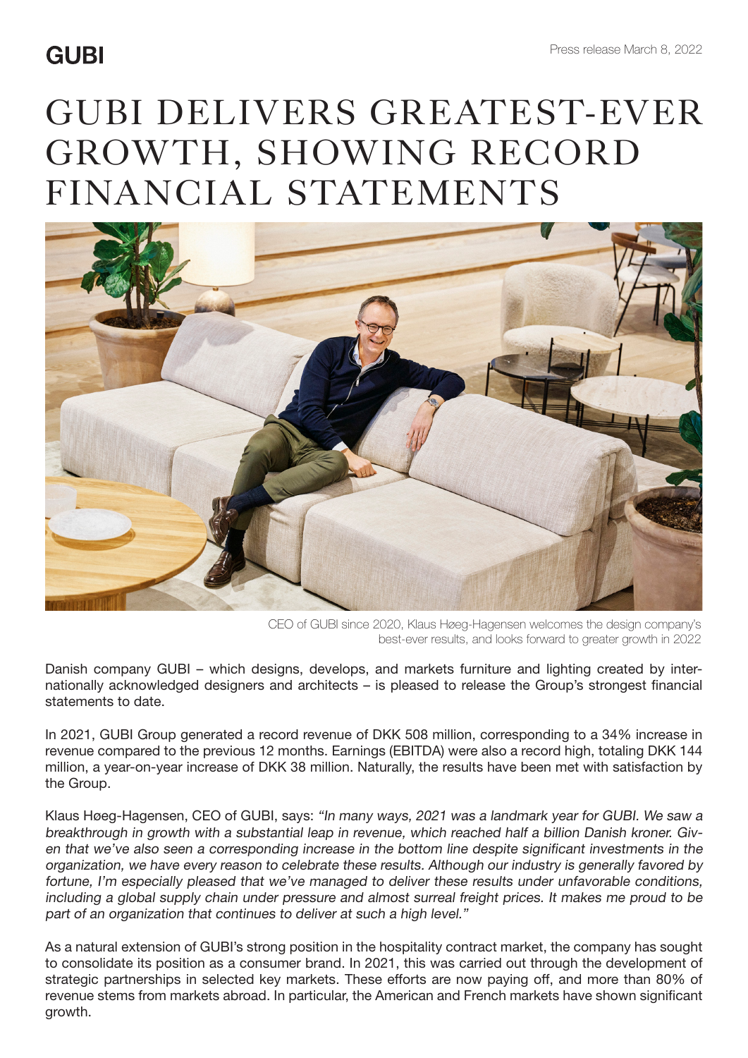GUBI

Press release March 8, 2022

# GUBI DELIVERS GREATEST-EVER GROWTH, SHOWING RECORD FINANCIAL STATEMENTS

CEO of GUBI since 2020, Klaus Høeg-Hagensen welcomes the design company's best-ever results, and looks forward to greater growth in 2022

Danish company GUBI – which designs, develops, and markets furniture and lighting created by internationally acknowledged designers and architects – is pleased to release the Group's strongest financial statements to date.

In 2021, GUBI Group generated a record revenue of DKK 508 million, corresponding to a 34% increase in revenue compared to the previous 12 months. Earnings (EBITDA) were also a record high, totaling DKK 144 million, a year-on-year increase of DKK 38 million. Naturally, the results have been met with satisfaction by the Group.

Klaus Høeg-Hagensen, CEO of GUBI, says: *"In many ways, 2021 was a landmark year for GUBI. We saw a breakthrough in growth with a substantial leap in revenue, which reached half a billion Danish kroner. Given that we've also seen a corresponding increase in the bottom line despite significant investments in the organization, we have every reason to celebrate these results. Although our industry is generally favored by fortune, I'm especially pleased that we've managed to deliver these results under unfavorable conditions, including a global supply chain under pressure and almost surreal freight prices. It makes me proud to be part of an organization that continues to deliver at such a high level."*

As a natural extension of GUBI's strong position in the hospitality contract market, the company has sought to consolidate its position as a consumer brand. In 2021, this was carried out through the development of strategic partnerships in selected key markets. These efforts are now paying off, and more than 80% of revenue stems from markets abroad. In particular, the American and French markets have shown significant growth.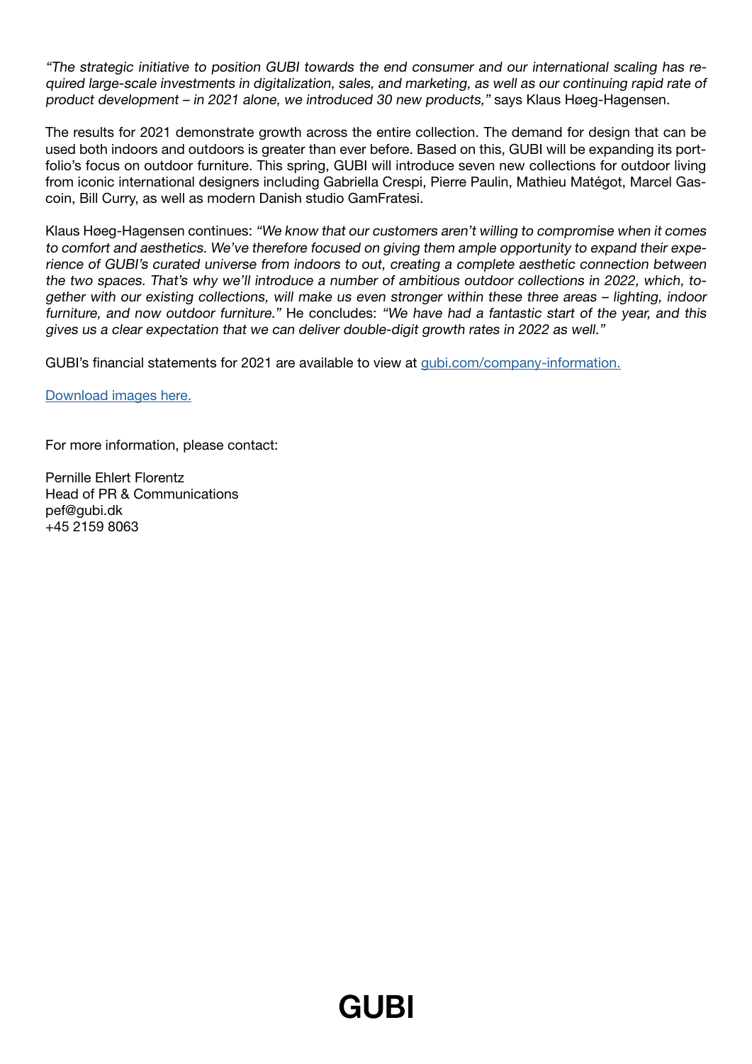*"The strategic initiative to position GUBI towards the end consumer and our international scaling has required large-scale investments in digitalization, sales, and marketing, as well as our continuing rapid rate of product development – in 2021 alone, we introduced 30 new products,"* says Klaus Høeg-Hagensen.

The results for 2021 demonstrate growth across the entire collection. The demand for design that can be used both indoors and outdoors is greater than ever before. Based on this, GUBI will be expanding its portfolio's focus on outdoor furniture. This spring, GUBI will introduce seven new collections for outdoor living from iconic international designers including Gabriella Crespi, Pierre Paulin, Mathieu Matégot, Marcel Gascoin, Bill Curry, as well as modern Danish studio GamFratesi.

Klaus Høeg-Hagensen continues: *"We know that our customers aren't willing to compromise when it comes to comfort and aesthetics. We've therefore focused on giving them ample opportunity to expand their experience of GUBI's curated universe from indoors to out, creating a complete aesthetic connection between the two spaces. That's why we'll introduce a number of ambitious outdoor collections in 2022, which, together with our existing collections, will make us even stronger within these three areas – lighting, indoor furniture, and now outdoor furniture."* He concludes: *"We have had a fantastic start of the year, and this gives us a clear expectation that we can deliver double-digit growth rates in 2022 as well."*

GUBI's financial statements for 2021 are available to view at [gubi.com/company-information.](gubi.com/company-information)

[Download images here.]()

For more information, please contact:

Pernille Ehlert Florentz
Head of PR & Communications
pef@gubi.dk
+45 2159 8063

GUBI